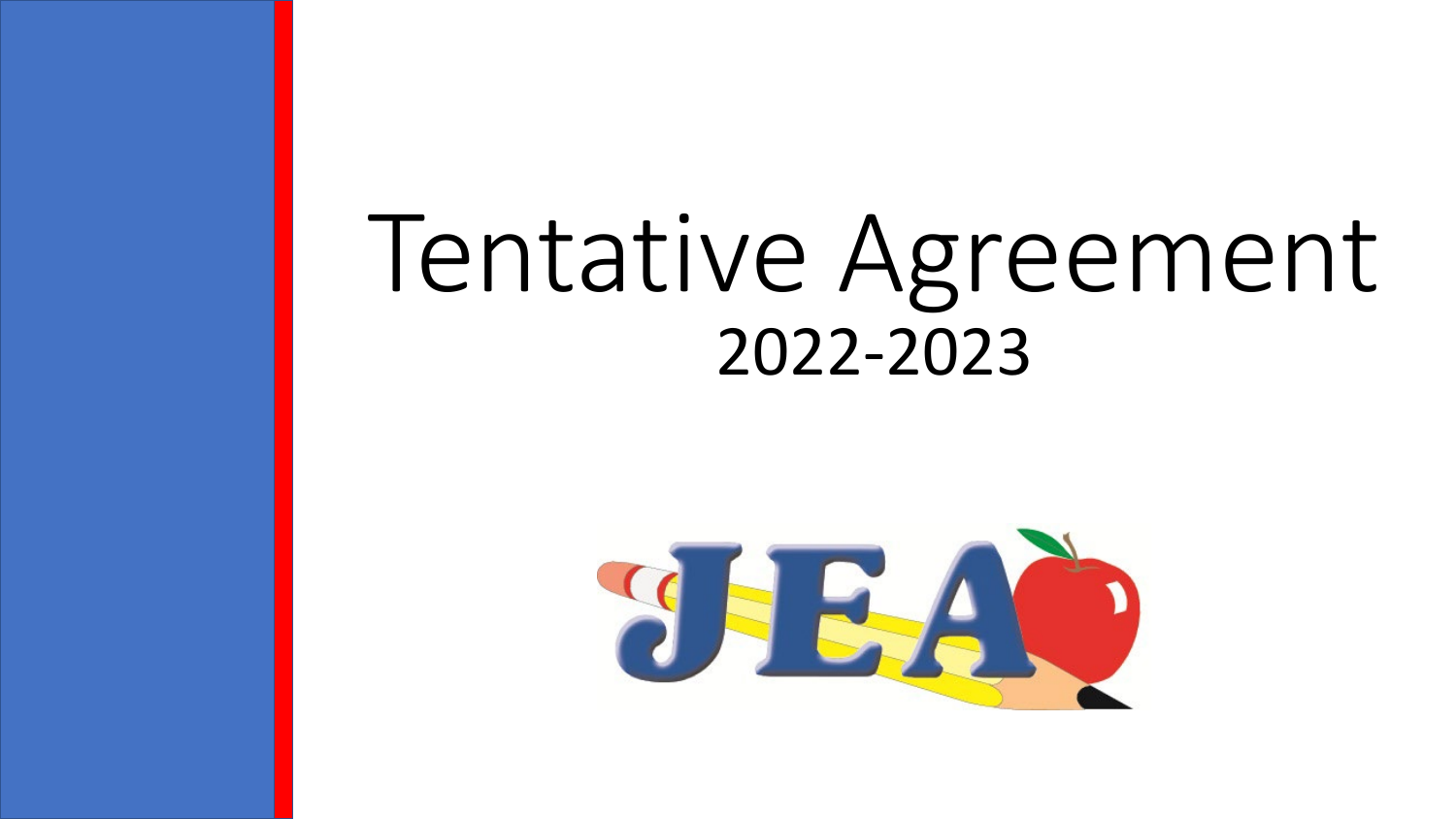# Tentative Agreement

2022-2023

JEA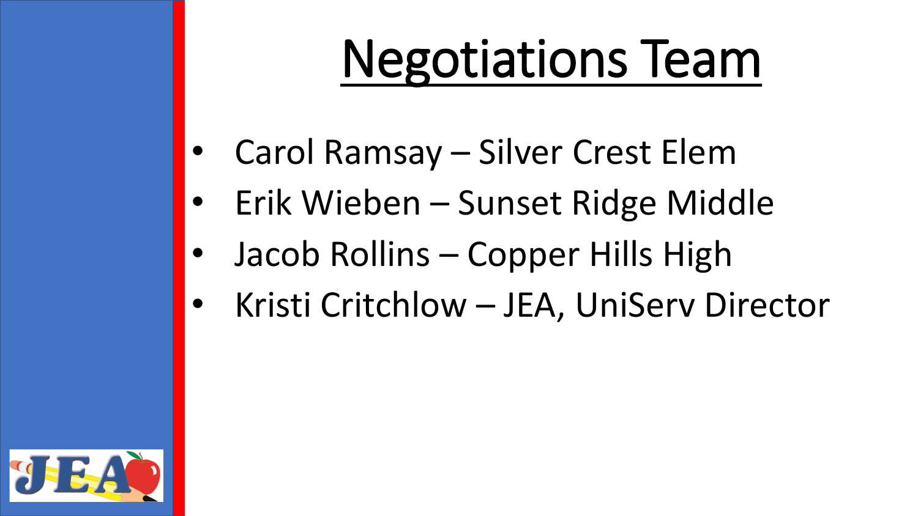# Negotiations Team

- Carol Ramsay – Silver Crest Elem
- Erik Wieben – Sunset Ridge Middle
- Jacob Rollins – Copper Hills High
- Kristi Critchlow – JEA, UniServ Director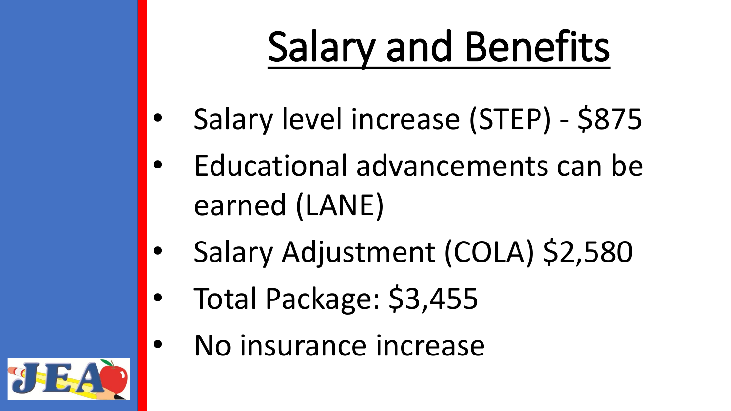# Salary and Benefits

- Salary level increase (STEP) - $875
- Educational advancements can be earned (LANE)
- Salary Adjustment (COLA) $2,580
- Total Package: $3,455
- No insurance increase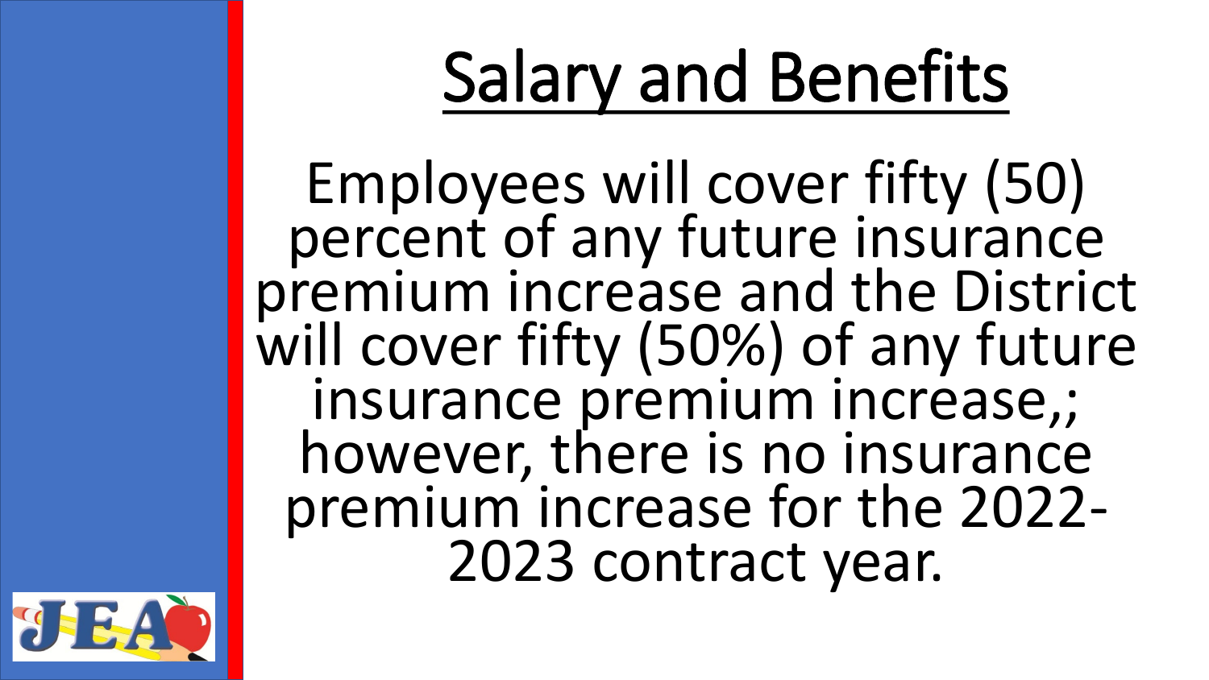# Salary and Benefits

Employees will cover fifty (50) percent of any future insurance premium increase and the District will cover fifty (50%) of any future insurance premium increase,; however, there is no insurance premium increase for the 2022-2023 contract year.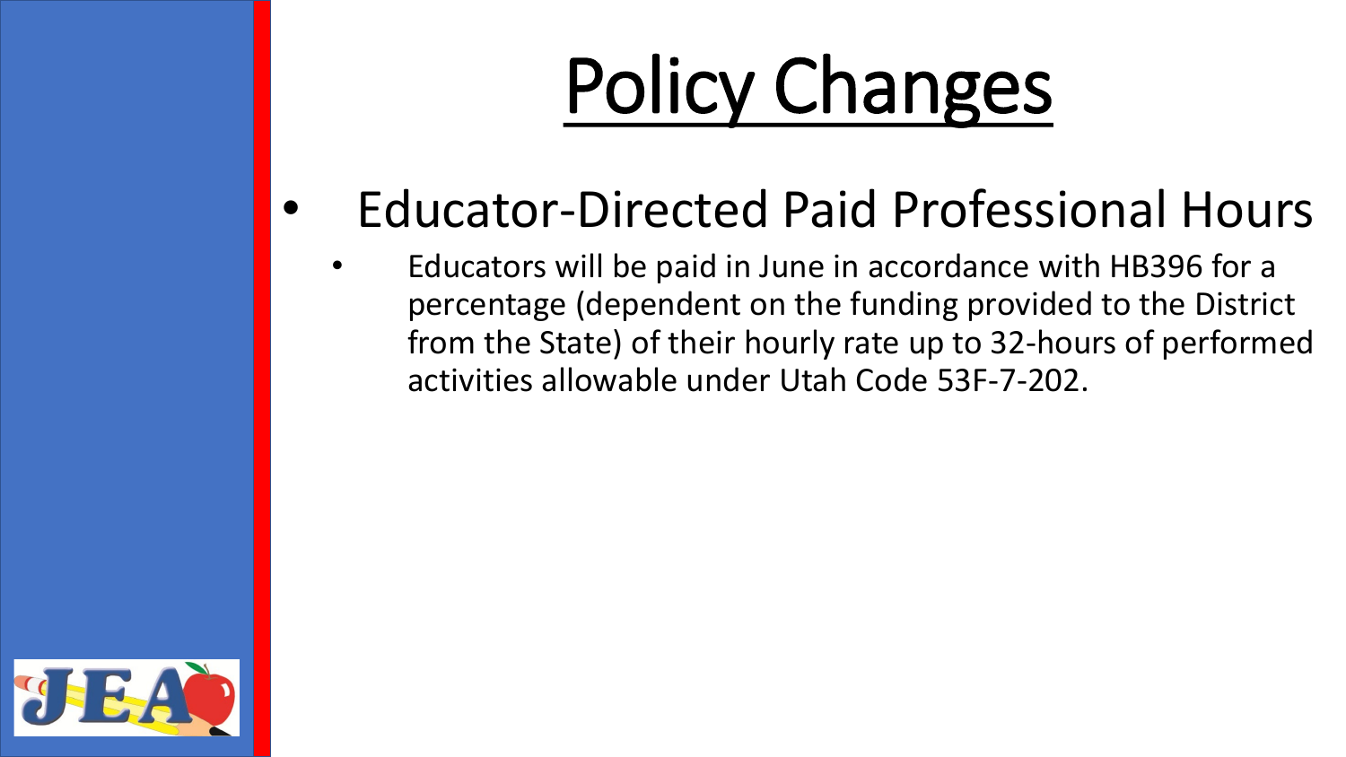# Policy Changes

- Educator-Directed Paid Professional Hours
  - Educators will be paid in June in accordance with HB396 for a percentage (dependent on the funding provided to the District from the State) of their hourly rate up to 32-hours of performed activities allowable under Utah Code 53F-7-202.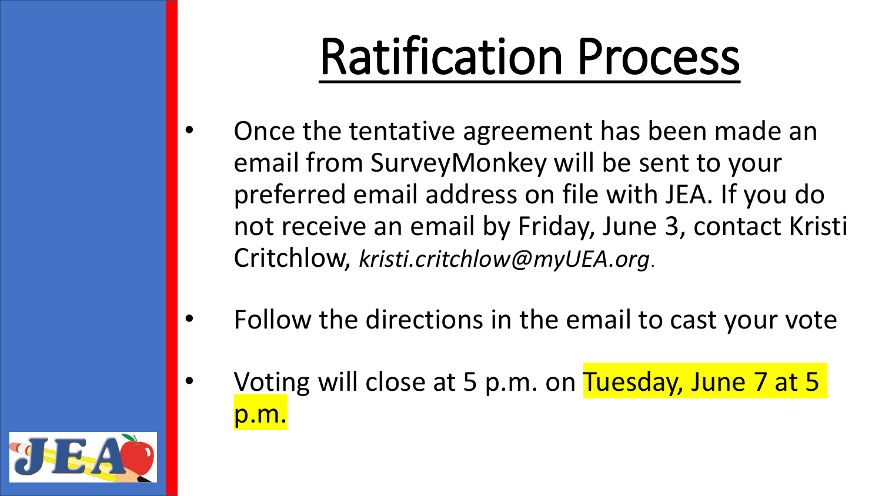# Ratification Process

- Once the tentative agreement has been made an email from SurveyMonkey will be sent to your preferred email address on file with JEA. If you do not receive an email by Friday, June 3, contact Kristi Critchlow, *kristi.critchlow@myUEA.org*.
- Follow the directions in the email to cast your vote
- Voting will close at 5 p.m. on Tuesday, June 7 at 5 p.m.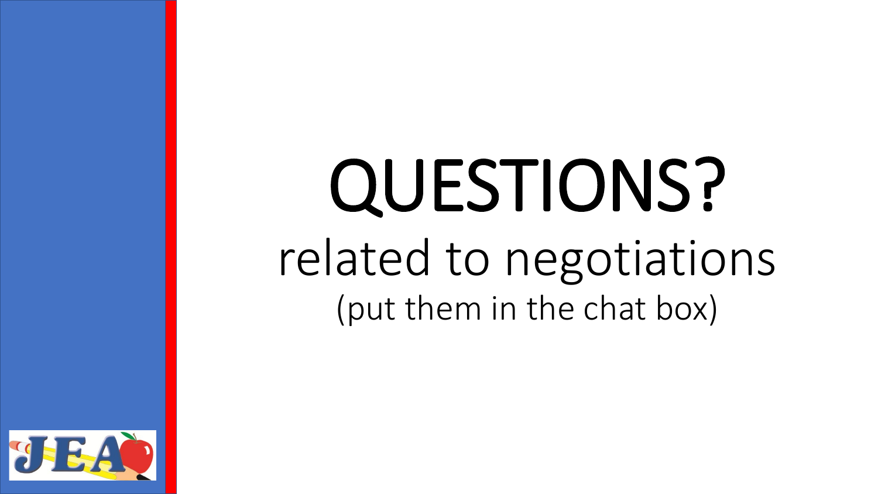# QUESTIONS?

## related to negotiations

(put them in the chat box)